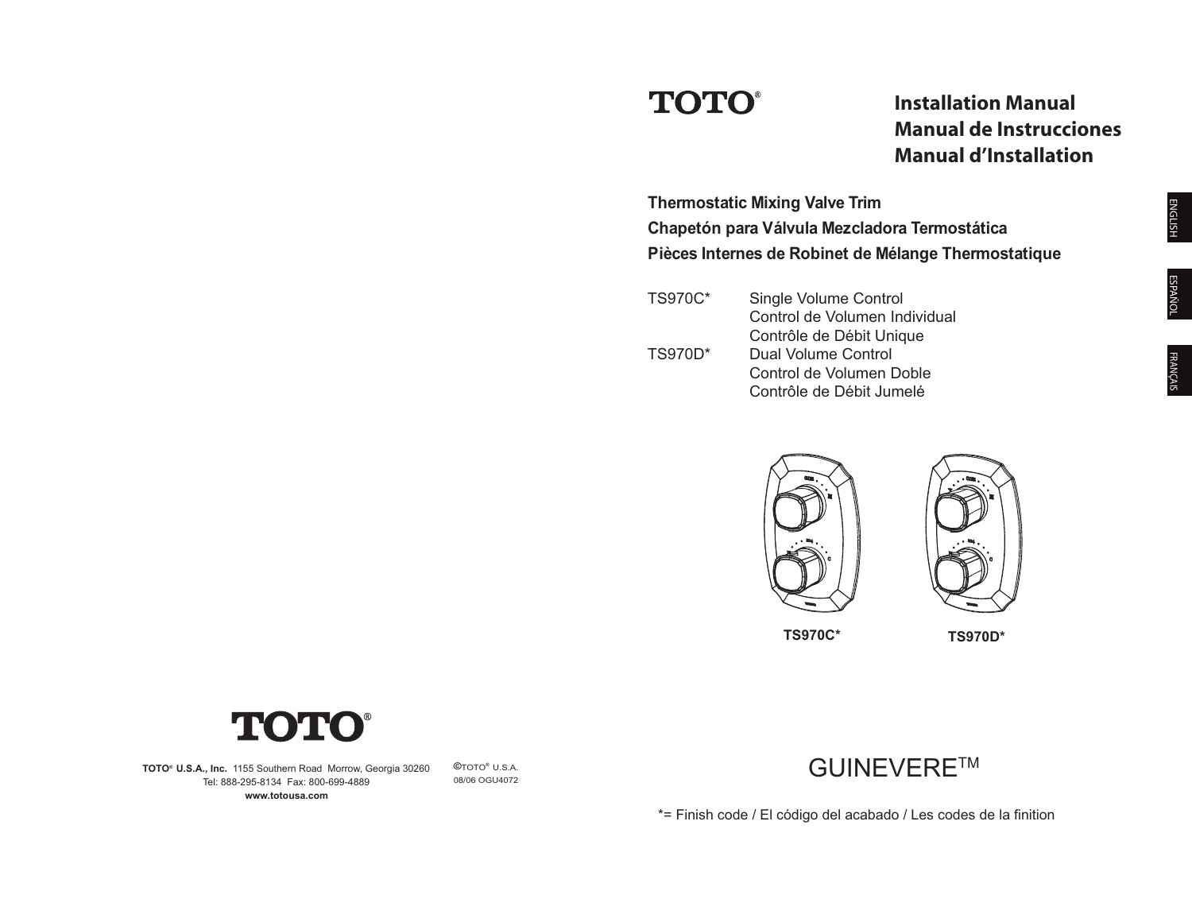**TOTO®**

# Installation Manual
# Manual de Instrucciones
# Manual d'Installation

ENGLISH | ESPAÑOL | FRANÇAIS

**Thermostatic Mixing Valve Trim**
**Chapetón para Válvula Mezcladora Termostática**
**Pièces Internes de Robinet de Mélange Thermostatique**

| | |
|---|---|
| TS970C* | Single Volume Control<br>Control de Volumen Individual<br>Contrôle de Débit Unique |
| TS970D* | Dual Volume Control<br>Control de Volumen Doble<br>Contrôle de Débit Jumelé |

**TS970C*** **TS970D***

GUINEVERE™

*= Finish code / El código del acabado / Les codes de la finition

**TOTO®**

**TOTO® U.S.A., Inc.** 1155 Southern Road Morrow, Georgia 30260
Tel: 888-295-8134 Fax: 800-699-4889
**www.totousa.com**

©TOTO® U.S.A.
08/06 OGU4072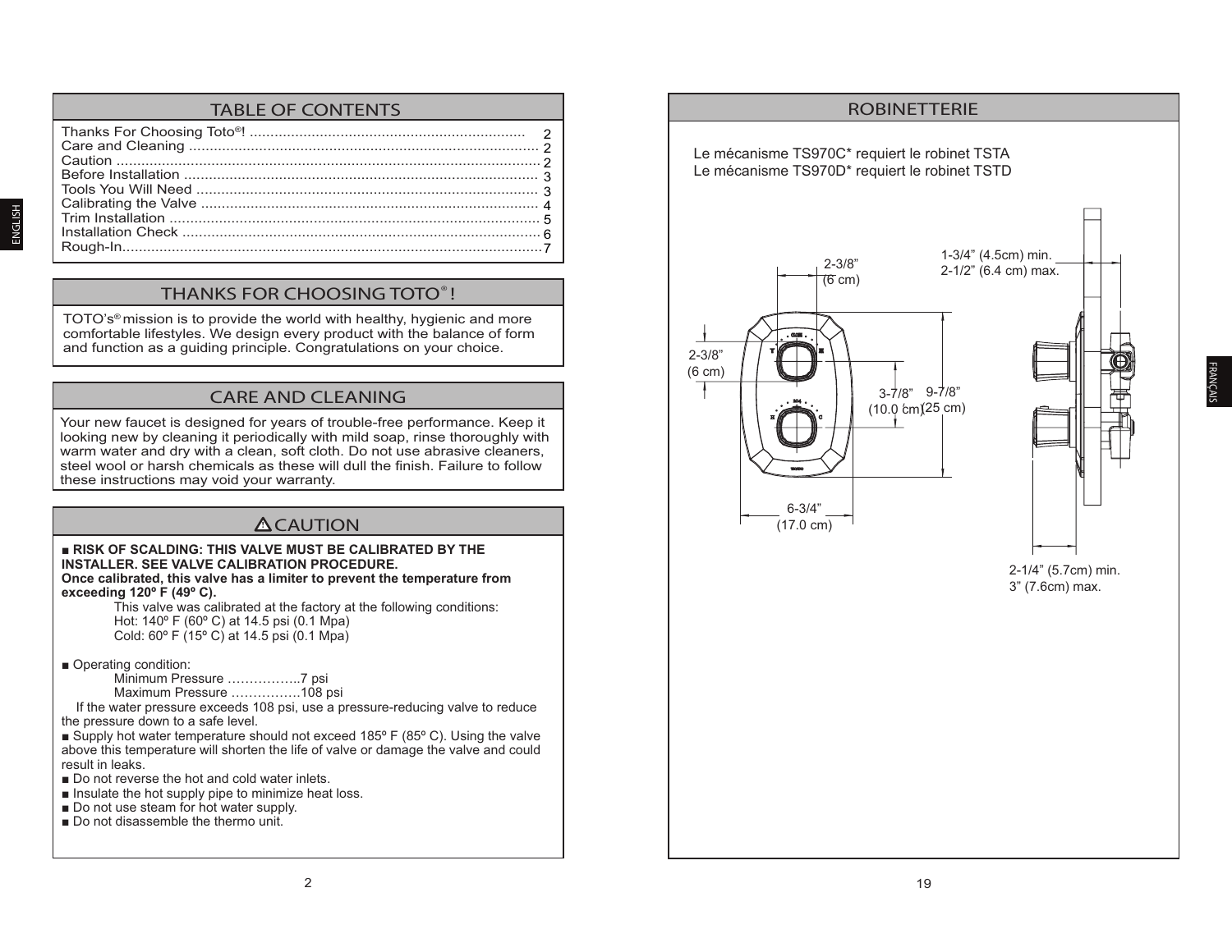## TABLE OF CONTENTS

| | |
|---|---|
| Thanks For Choosing Toto®! | 2 |
| Care and Cleaning | 2 |
| Caution | 2 |
| Before Installation | 3 |
| Tools You Will Need | 3 |
| Calibrating the Valve | 4 |
| Trim Installation | 5 |
| Installation Check | 6 |
| Rough-In | 7 |

## THANKS FOR CHOOSING TOTO®!

TOTO's® mission is to provide the world with healthy, hygienic and more comfortable lifestyles. We design every product with the balance of form and function as a guiding principle. Congratulations on your choice.

## CARE AND CLEANING

Your new faucet is designed for years of trouble-free performance. Keep it looking new by cleaning it periodically with mild soap, rinse thoroughly with warm water and dry with a clean, soft cloth. Do not use abrasive cleaners, steel wool or harsh chemicals as these will dull the finish. Failure to follow these instructions may void your warranty.

## ⚠ CAUTION

■ **RISK OF SCALDING: THIS VALVE MUST BE CALIBRATED BY THE INSTALLER. SEE VALVE CALIBRATION PROCEDURE.**
**Once calibrated, this valve has a limiter to prevent the temperature from exceeding 120º F (49º C).**

This valve was calibrated at the factory at the following conditions:
Hot: 140º F (60º C) at 14.5 psi (0.1 Mpa)
Cold: 60º F (15º C) at 14.5 psi (0.1 Mpa)

■ Operating condition:
Minimum Pressure ……………..7 psi
Maximum Pressure …………….108 psi

If the water pressure exceeds 108 psi, use a pressure-reducing valve to reduce the pressure down to a safe level.

■ Supply hot water temperature should not exceed 185º F (85º C). Using the valve above this temperature will shorten the life of valve or damage the valve and could result in leaks.
■ Do not reverse the hot and cold water inlets.
■ Insulate the hot supply pipe to minimize heat loss.
■ Do not use steam for hot water supply.
■ Do not disassemble the thermo unit.

## ROBINETTERIE

Le mécanisme TS970C* requiert le robinet TSTA
Le mécanisme TS970D* requiert le robinet TSTD

2-3/8" (6 cm)

2-3/8" (6 cm)

3-7/8" (10.0 cm)

9-7/8" (25 cm)

6-3/4" (17.0 cm)

1-3/4" (4.5cm) min.
2-1/2" (6.4 cm) max.

2-1/4" (5.7cm) min.
3" (7.6cm) max.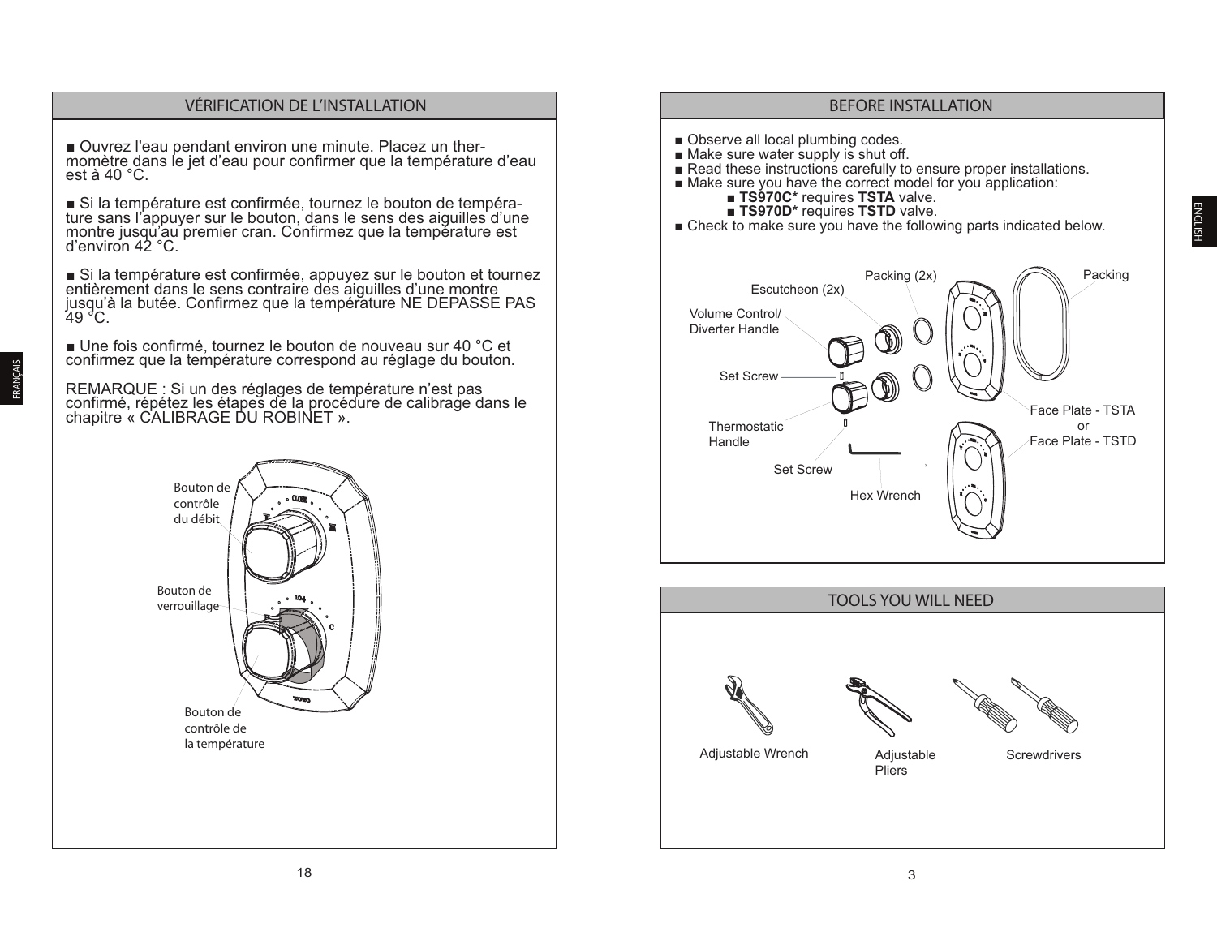## VÉRIFICATION DE L'INSTALLATION

■ Ouvrez l'eau pendant environ une minute. Placez un thermomètre dans le jet d'eau pour confirmer que la température d'eau est à 40 °C.

■ Si la température est confirmée, tournez le bouton de température sans l'appuyer sur le bouton, dans le sens des aiguilles d'une montre jusqu'au premier cran. Confirmez que la température est d'environ 42 °C.

■ Si la température est confirmée, appuyez sur le bouton et tournez entièrement dans le sens contraire des aiguilles d'une montre jusqu'à la butée. Confirmez que la température NE DEPASSE PAS 49 °C.

■ Une fois confirmé, tournez le bouton de nouveau sur 40 °C et confirmez que la température correspond au réglage du bouton.

REMARQUE : Si un des réglages de température n'est pas confirmé, répétez les étapes de la procédure de calibrage dans le chapitre « CALIBRAGE DU ROBINET ».

Bouton de contrôle du débit

Bouton de verrouillage

Bouton de contrôle de la température

## BEFORE INSTALLATION

■ Observe all local plumbing codes.
■ Make sure water supply is shut off.
■ Read these instructions carefully to ensure proper installations.
■ Make sure you have the correct model for you application:
  ■ **TS970C*** requires **TSTA** valve.
  ■ **TS970D*** requires **TSTD** valve.
■ Check to make sure you have the following parts indicated below.

Packing (2x)
Packing
Escutcheon (2x)
Volume Control/ Diverter Handle
Set Screw
Thermostatic Handle
Set Screw
Hex Wrench
Face Plate - TSTA or Face Plate - TSTD

## TOOLS YOU WILL NEED

Adjustable Wrench
Adjustable Pliers
Screwdrivers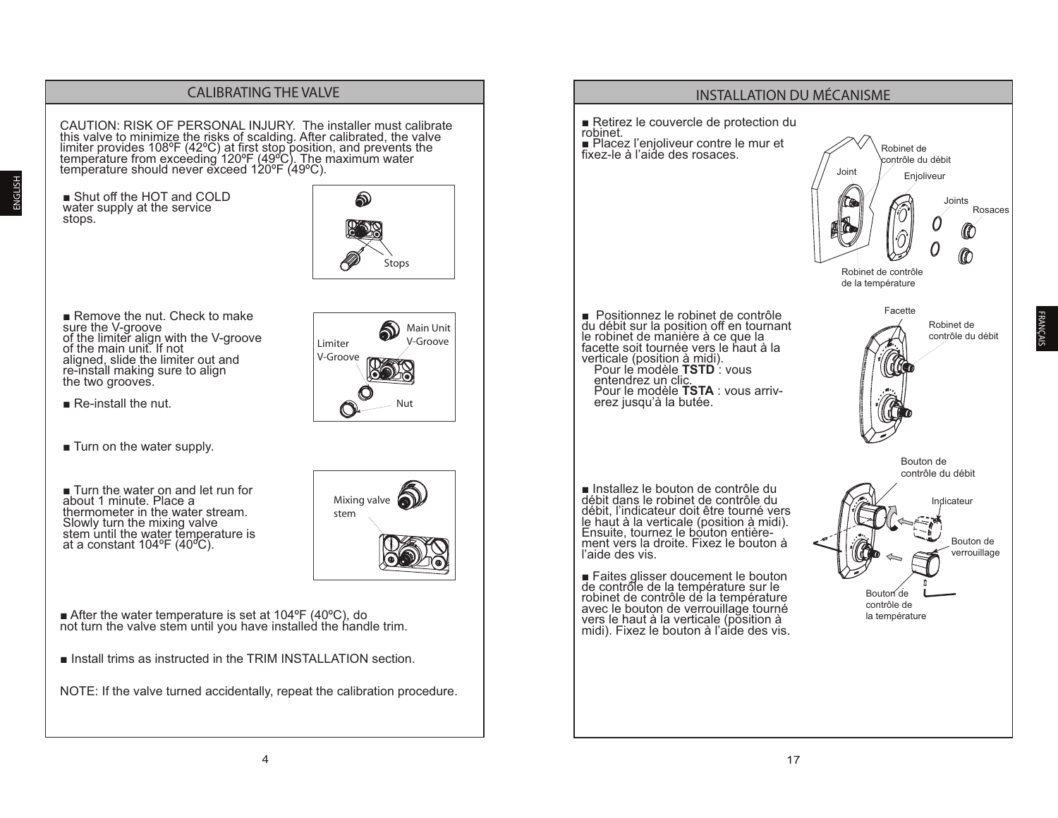## CALIBRATING THE VALVE

CAUTION: RISK OF PERSONAL INJURY. The installer must calibrate this valve to minimize the risks of scalding. After calibrated, the valve limiter provides 108ºF (42ºC) at first stop position, and prevents the temperature from exceeding 120ºF (49ºC). The maximum water temperature should never exceed 120ºF (49ºC).

■ Shut off the HOT and COLD water supply at the service stops.

Stops

■ Remove the nut. Check to make sure the V-groove of the limiter align with the V-groove of the main unit. If not aligned, slide the limiter out and re-install making sure to align the two grooves.

■ Re-install the nut.

Limiter V-Groove

Main Unit V-Groove

Nut

■ Turn on the water supply.

■ Turn the water on and let run for about 1 minute. Place a thermometer in the water stream. Slowly turn the mixing valve stem until the water temperature is at a constant 104ºF (40ºC).

Mixing valve stem

■ After the water temperature is set at 104ºF (40ºC), do not turn the valve stem until you have installed the handle trim.

■ Install trims as instructed in the TRIM INSTALLATION section.

NOTE: If the valve turned accidentally, repeat the calibration procedure.

## INSTALLATION DU MÉCANISME

■ Retirez le couvercle de protection du robinet.

■ Placez l'enjoliveur contre le mur et fixez-le à l'aide des rosaces.

Robinet de contrôle du débit

Joint

Enjoliveur

Joints

Rosaces

Robinet de contrôle de la température

■ Positionnez le robinet de contrôle du débit sur la position off en tournant le robinet de manière à ce que la facette soit tournée vers le haut à la verticale (position à midi).
Pour le modèle **TSTD** : vous entendrez un clic.
Pour le modèle **TSTA** : vous arriverez jusqu'à la butée.

Facette

Robinet de contrôle du débit

■ Installez le bouton de contrôle du débit dans le robinet de contrôle du débit, l'indicateur doit être tourné vers le haut à la verticale (position à midi). Ensuite, tournez le bouton entièrement vers la droite. Fixez le bouton à l'aide des vis.

■ Faites glisser doucement le bouton de contrôle de la température sur le robinet de contrôle de la température avec le bouton de verrouillage tourné vers le haut à la verticale (position à midi). Fixez le bouton à l'aide des vis.

Bouton de contrôle du débit

Indicateur

Bouton de verrouillage

Bouton de contrôle de la température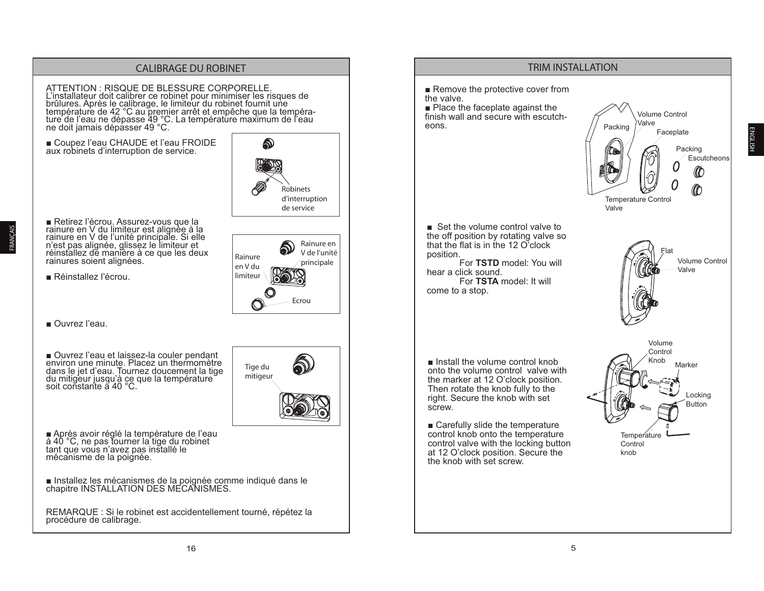## CALIBRAGE DU ROBINET

ATTENTION : RISQUE DE BLESSURE CORPORELLE.
L'installateur doit calibrer ce robinet pour minimiser les risques de brûlures. Après le calibrage, le limiteur du robinet fournit une température de 42 °C au premier arrêt et empêche que la température de l'eau ne dépasse 49 °C. La température maximum de l'eau ne doit jamais dépasser 49 °C.

■ Coupez l'eau CHAUDE et l'eau FROIDE aux robinets d'interruption de service.

Robinets d'interruption de service

■ Retirez l'écrou. Assurez-vous que la rainure en V du limiteur est alignée à la rainure en V de l'unité principale. Si elle n'est pas alignée, glissez le limiteur et réinstallez de manière à ce que les deux rainures soient alignées.

■ Réinstallez l'écrou.

Rainure en V du limiteur — Rainure en V de l'unité principale — Ecrou

■ Ouvrez l'eau.

■ Ouvrez l'eau et laissez-la couler pendant environ une minute. Placez un thermomètre dans le jet d'eau. Tournez doucement la tige du mitigeur jusqu'à ce que la température soit constante à 40 °C.

Tige du mitigeur

■ Après avoir réglé la température de l'eau à 40 °C, ne pas tourner la tige du robinet tant que vous n'avez pas installé le mécanisme de la poignée.

■ Installez les mécanismes de la poignée comme indiqué dans le chapitre INSTALLATION DES MÉCANISMES.

REMARQUE : Si le robinet est accidentellement tourné, répétez la procédure de calibrage.

## TRIM INSTALLATION

■ Remove the protective cover from the valve.
■ Place the faceplate against the finish wall and secure with escutcheons.

Packing — Volume Control Valve — Faceplate — Packing — Escutcheons — Temperature Control Valve

■ Set the volume control valve to the off position by rotating valve so that the flat is in the 12 O'clock position.
For **TSTD** model: You will hear a click sound.
For **TSTA** model: It will come to a stop.

Flat — Volume Control Valve

■ Install the volume control knob onto the volume control valve with the marker at 12 O'clock position. Then rotate the knob fully to the right. Secure the knob with set screw.

■ Carefully slide the temperature control knob onto the temperature control valve with the locking button at 12 O'clock position. Secure the the knob with set screw.

Volume Control Knob — Marker — Locking Button — Temperature Control knob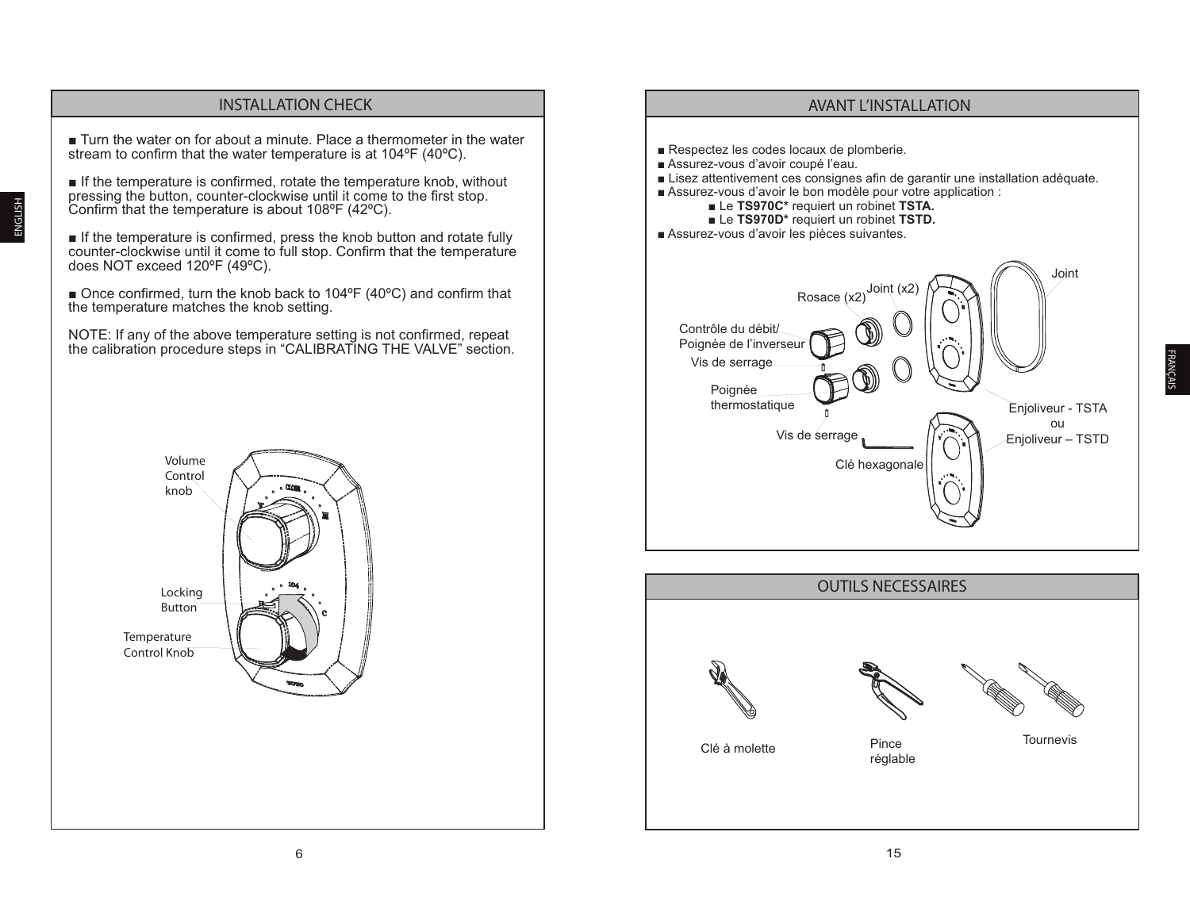## INSTALLATION CHECK

■ Turn the water on for about a minute. Place a thermometer in the water stream to confirm that the water temperature is at 104ºF (40ºC).

■ If the temperature is confirmed, rotate the temperature knob, without pressing the button, counter-clockwise until it come to the first stop. Confirm that the temperature is about 108ºF (42ºC).

■ If the temperature is confirmed, press the knob button and rotate fully counter-clockwise until it come to full stop. Confirm that the temperature does NOT exceed 120ºF (49ºC).

■ Once confirmed, turn the knob back to 104ºF (40ºC) and confirm that the temperature matches the knob setting.

NOTE: If any of the above temperature setting is not confirmed, repeat the calibration procedure steps in “CALIBRATING THE VALVE” section.

Volume Control knob

Locking Button

Temperature Control Knob

## AVANT L’INSTALLATION

■ Respectez les codes locaux de plomberie.
■ Assurez-vous d’avoir coupé l’eau.
■ Lisez attentivement ces consignes afin de garantir une installation adéquate.
■ Assurez-vous d’avoir le bon modèle pour votre application :
- ■ Le **TS970C*** requiert un robinet **TSTA.**
- ■ Le **TS970D*** requiert un robinet **TSTD.**

■ Assurez-vous d’avoir les pièces suivantes.

Rosace (x2)

Joint (x2)

Joint

Contrôle du débit/ Poignée de l’inverseur

Vis de serrage

Poignée thermostatique

Vis de serrage

Clé hexagonale

Enjoliveur - TSTA ou Enjoliveur – TSTD

## OUTILS NECESSAIRES

Clé à molette

Pince réglable

Tournevis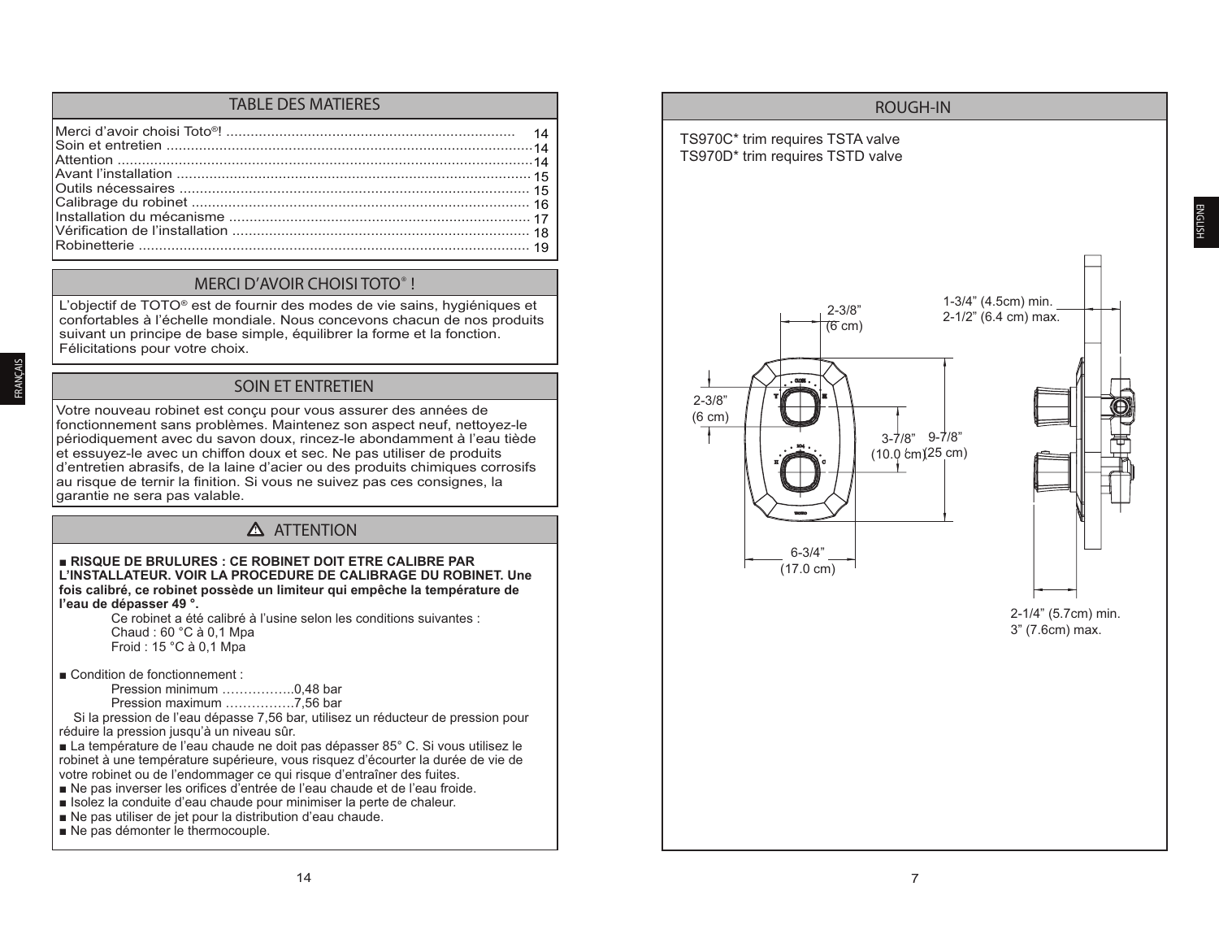## TABLE DES MATIERES

| | |
|---|---|
| Merci d'avoir choisi Toto®! | 14 |
| Soin et entretien | 14 |
| Attention | 14 |
| Avant l'installation | 15 |
| Outils nécessaires | 15 |
| Calibrage du robinet | 16 |
| Installation du mécanisme | 17 |
| Vérification de l'installation | 18 |
| Robinetterie | 19 |

## MERCI D'AVOIR CHOISI TOTO® !

L'objectif de TOTO® est de fournir des modes de vie sains, hygiéniques et confortables à l'échelle mondiale. Nous concevons chacun de nos produits suivant un principe de base simple, équilibrer la forme et la fonction. Félicitations pour votre choix.

## SOIN ET ENTRETIEN

Votre nouveau robinet est conçu pour vous assurer des années de fonctionnement sans problèmes. Maintenez son aspect neuf, nettoyez-le périodiquement avec du savon doux, rincez-le abondamment à l'eau tiède et essuyez-le avec un chiffon doux et sec. Ne pas utiliser de produits d'entretien abrasifs, de la laine d'acier ou des produits chimiques corrosifs au risque de ternir la finition. Si vous ne suivez pas ces consignes, la garantie ne sera pas valable.

## ⚠ ATTENTION

■ **RISQUE DE BRULURES : CE ROBINET DOIT ETRE CALIBRE PAR L'INSTALLATEUR. VOIR LA PROCEDURE DE CALIBRAGE DU ROBINET. Une fois calibré, ce robinet possède un limiteur qui empêche la température de l'eau de dépasser 49 °.**

Ce robinet a été calibré à l'usine selon les conditions suivantes :
Chaud : 60 °C à 0,1 Mpa
Froid : 15 °C à 0,1 Mpa

■ Condition de fonctionnement :
Pression minimum ……………..0,48 bar
Pression maximum …………….7,56 bar
Si la pression de l'eau dépasse 7,56 bar, utilisez un réducteur de pression pour réduire la pression jusqu'à un niveau sûr.

■ La température de l'eau chaude ne doit pas dépasser 85° C. Si vous utilisez le robinet à une température supérieure, vous risquez d'écourter la durée de vie de votre robinet ou de l'endommager ce qui risque d'entraîner des fuites.
■ Ne pas inverser les orifices d'entrée de l'eau chaude et de l'eau froide.
■ Isolez la conduite d'eau chaude pour minimiser la perte de chaleur.
■ Ne pas utiliser de jet pour la distribution d'eau chaude.
■ Ne pas démonter le thermocouple.

## ROUGH-IN

TS970C* trim requires TSTA valve
TS970D* trim requires TSTD valve

2-3/8" (6 cm)
1-3/4" (4.5cm) min.
2-1/2" (6.4 cm) max.
2-3/8" (6 cm)
3-7/8" (10.0 cm)
9-7/8" (25 cm)
6-3/4" (17.0 cm)
2-1/4" (5.7cm) min.
3" (7.6cm) max.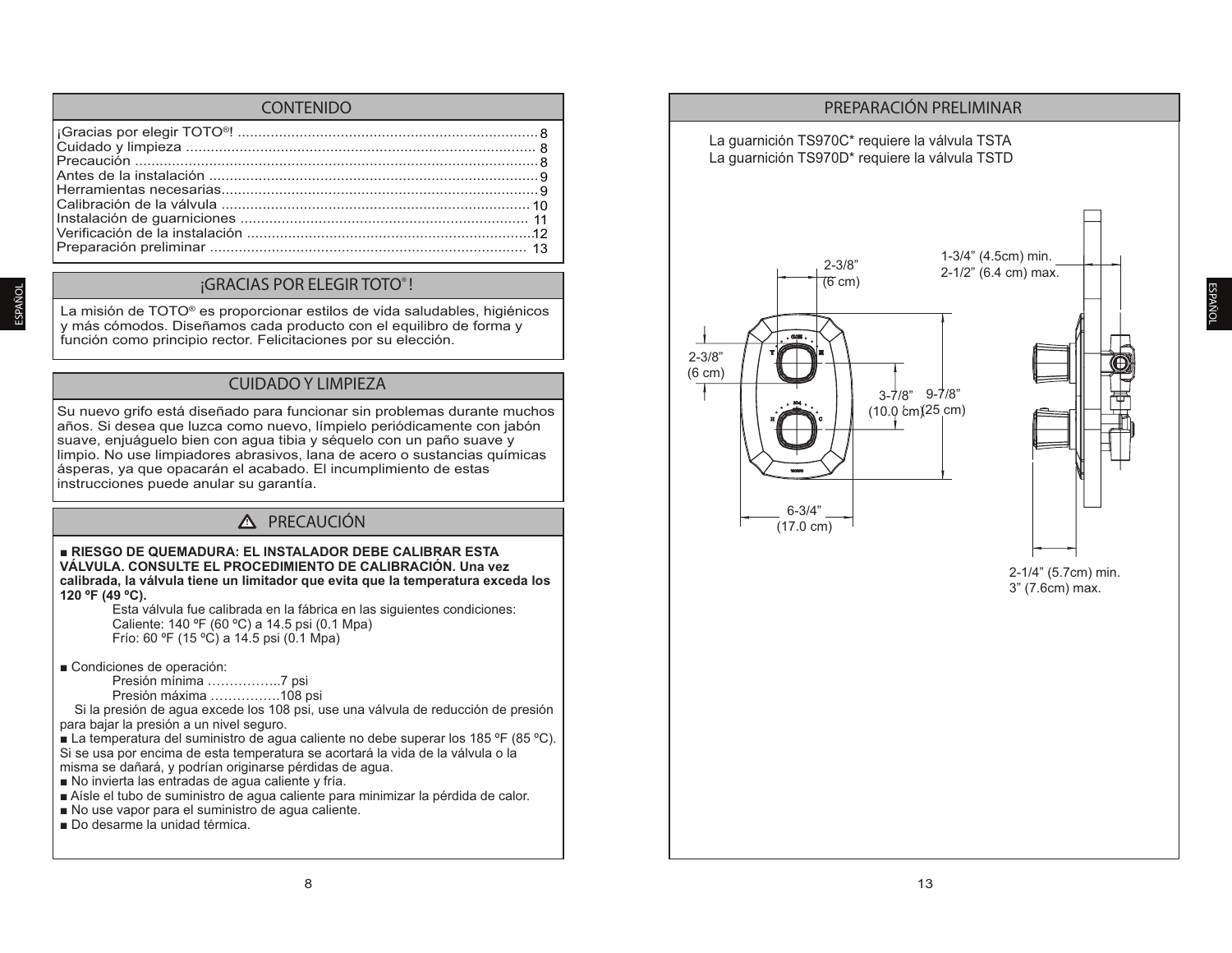## CONTENIDO

¡Gracias por elegir TOTO®! .......................................................................... 8
Cuidado y limpieza ...................................................................................... 8
Precaución .................................................................................................. 8
Antes de la instalación ................................................................................. 9
Herramientas necesarias.............................................................................. 9
Calibración de la válvula ............................................................................ 10
Instalación de guarniciones ........................................................................ 11
Verificación de la instalación ....................................................................... 12
Preparación preliminar ............................................................................... 13

## ¡GRACIAS POR ELEGIR TOTO®!

La misión de TOTO® es proporcionar estilos de vida saludables, higiénicos y más cómodos. Diseñamos cada producto con el equilibro de forma y función como principio rector. Felicitaciones por su elección.

## CUIDADO Y LIMPIEZA

Su nuevo grifo está diseñado para funcionar sin problemas durante muchos años. Si desea que luzca como nuevo, límpielo periódicamente con jabón suave, enjuáguelo bien con agua tibia y séquelo con un paño suave y limpio. No use limpiadores abrasivos, lana de acero o sustancias químicas ásperas, ya que opacarán el acabado. El incumplimiento de estas instrucciones puede anular su garantía.

## ⚠ PRECAUCIÓN

■ **RIESGO DE QUEMADURA: EL INSTALADOR DEBE CALIBRAR ESTA VÁLVULA. CONSULTE EL PROCEDIMIENTO DE CALIBRACIÓN. Una vez calibrada, la válvula tiene un limitador que evita que la temperatura exceda los 120 ºF (49 ºC).**

Esta válvula fue calibrada en la fábrica en las siguientes condiciones:
Caliente: 140 ºF (60 ºC) a 14.5 psi (0.1 Mpa)
Frío: 60 ºF (15 ºC) a 14.5 psi (0.1 Mpa)

■ Condiciones de operación:
Presión mínima ……………..7 psi
Presión máxima …………….108 psi

Si la presión de agua excede los 108 psi, use una válvula de reducción de presión para bajar la presión a un nivel seguro.

■ La temperatura del suministro de agua caliente no debe superar los 185 ºF (85 ºC). Si se usa por encima de esta temperatura se acortará la vida de la válvula o la misma se dañará, y podrían originarse pérdidas de agua.
■ No invierta las entradas de agua caliente y fría.
■ Aísle el tubo de suministro de agua caliente para minimizar la pérdida de calor.
■ No use vapor para el suministro de agua caliente.
■ Do desarme la unidad térmica.

## PREPARACIÓN PRELIMINAR

La guarnición TS970C* requiere la válvula TSTA
La guarnición TS970D* requiere la válvula TSTD

2-3/8" (6 cm)
2-3/8" (6 cm)
3-7/8" (10.0 cm)
9-7/8" (25 cm)
6-3/4" (17.0 cm)
1-3/4" (4.5cm) min.
2-1/2" (6.4 cm) max.
2-1/4" (5.7cm) min.
3" (7.6cm) max.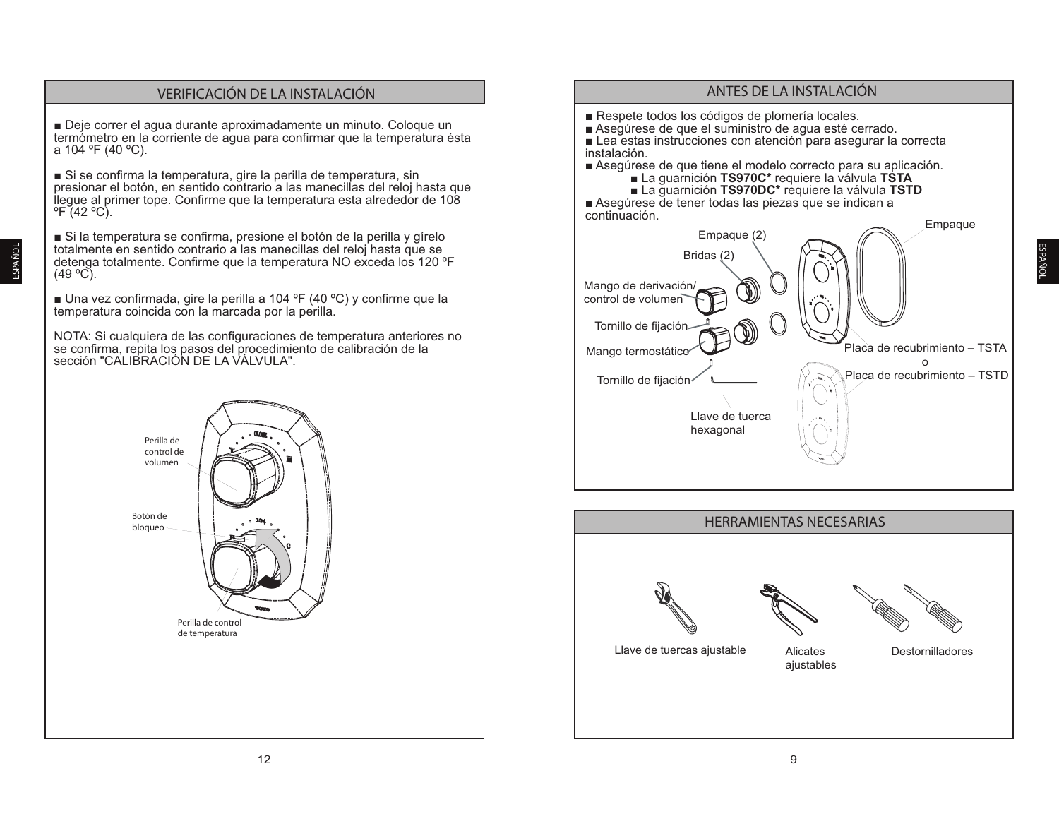## VERIFICACIÓN DE LA INSTALACIÓN

- Deje correr el agua durante aproximadamente un minuto. Coloque un termómetro en la corriente de agua para confirmar que la temperatura ésta a 104 ºF (40 ºC).

- Si se confirma la temperatura, gire la perilla de temperatura, sin presionar el botón, en sentido contrario a las manecillas del reloj hasta que llegue al primer tope. Confirme que la temperatura esta alrededor de 108 ºF (42 ºC).

- Si la temperatura se confirma, presione el botón de la perilla y gírelo totalmente en sentido contrario a las manecillas del reloj hasta que se detenga totalmente. Confirme que la temperatura NO exceda los 120 ºF (49 ºC).

- Una vez confirmada, gire la perilla a 104 ºF (40 ºC) y confirme que la temperatura coincida con la marcada por la perilla.

NOTA: Si cualquiera de las configuraciones de temperatura anteriores no se confirma, repita los pasos del procedimiento de calibración de la sección "CALIBRACIÓN DE LA VÁLVULA".

Perilla de control de volumen

Botón de bloqueo

Perilla de control de temperatura

## ANTES DE LA INSTALACIÓN

- Respete todos los códigos de plomería locales.
- Asegúrese de que el suministro de agua esté cerrado.
- Lea estas instrucciones con atención para asegurar la correcta instalación.
- Asegúrese de que tiene el modelo correcto para su aplicación.
  - La guarnición **TS970C*** requiere la válvula **TSTA**
  - La guarnición **TS970DC*** requiere la válvula **TSTD**
- Asegúrese de tener todas las piezas que se indican a continuación.

Empaque (2)
Bridas (2)
Mango de derivación/ control de volumen
Tornillo de fijación
Mango termostático
Tornillo de fijación
Llave de tuerca hexagonal
Empaque
Placa de recubrimiento – TSTA
o
Placa de recubrimiento – TSTD

## HERRAMIENTAS NECESARIAS

Llave de tuercas ajustable

Alicates ajustables

Destornilladores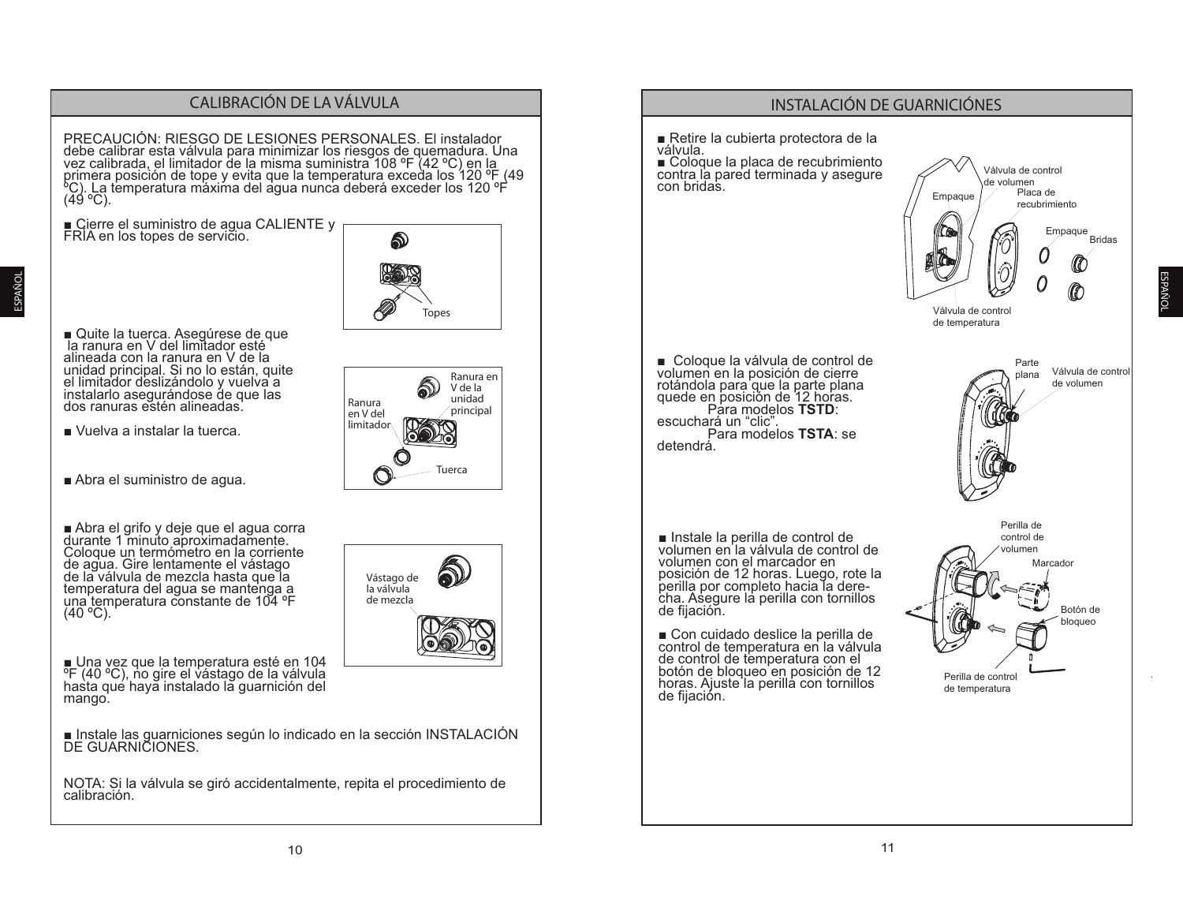## CALIBRACIÓN DE LA VÁLVULA

PRECAUCIÓN: RIESGO DE LESIONES PERSONALES. El instalador debe calibrar esta válvula para minimizar los riesgos de quemadura. Una vez calibrada, el limitador de la misma suministra 108 ºF (42 ºC) en la primera posición de tope y evita que la temperatura exceda los 120 ºF (49 ºC). La temperatura máxima del agua nunca deberá exceder los 120 ºF (49 ºC).

■ Cierre el suministro de agua CALIENTE y FRÍA en los topes de servicio.

Topes

■ Quite la tuerca. Asegúrese de que la ranura en V del limitador esté alineada con la ranura en V de la unidad principal. Si no lo están, quite el limitador deslizándolo y vuelva a instalarlo asegurándose de que las dos ranuras estén alineadas.

■ Vuelva a instalar la tuerca.

■ Abra el suministro de agua.

Ranura en V de la unidad principal

Ranura en V del limitador

Tuerca

■ Abra el grifo y deje que el agua corra durante 1 minuto aproximadamente. Coloque un termómetro en la corriente de agua. Gire lentamente el vástago de la válvula de mezcla hasta que la temperatura del agua se mantenga a una temperatura constante de 104 ºF (40 ºC).

Vástago de la válvula de mezcla

■ Una vez que la temperatura esté en 104 ºF (40 ºC), no gire el vástago de la válvula hasta que haya instalado la guarnición del mango.

■ Instale las guarniciones según lo indicado en la sección INSTALACIÓN DE GUARNICIONES.

NOTA: Si la válvula se giró accidentalmente, repita el procedimiento de calibración.

## INSTALACIÓN DE GUARNICIÓNES

■ Retire la cubierta protectora de la válvula.

■ Coloque la placa de recubrimiento contra la pared terminada y asegure con bridas.

Válvula de control de volumen

Empaque

Placa de recubrimiento

Empaque

Bridas

Válvula de control de temperatura

■ Coloque la válvula de control de volumen en la posición de cierre rotándola para que la parte plana quede en posición de 12 horas.
Para modelos **TSTD**: escuchará un "clic".
Para modelos **TSTA**: se detendrá.

Parte plana

Válvula de control de volumen

■ Instale la perilla de control de volumen en la válvula de control de volumen con el marcador en posición de 12 horas. Luego, rote la perilla por completo hacia la derecha. Asegure la perilla con tornillos de fijación.

■ Con cuidado deslice la perilla de control de temperatura en la válvula de control de temperatura con el botón de bloqueo en posición de 12 horas. Ajuste la perilla con tornillos de fijación.

Perilla de control de volumen

Marcador

Botón de bloqueo

Perilla de control de temperatura